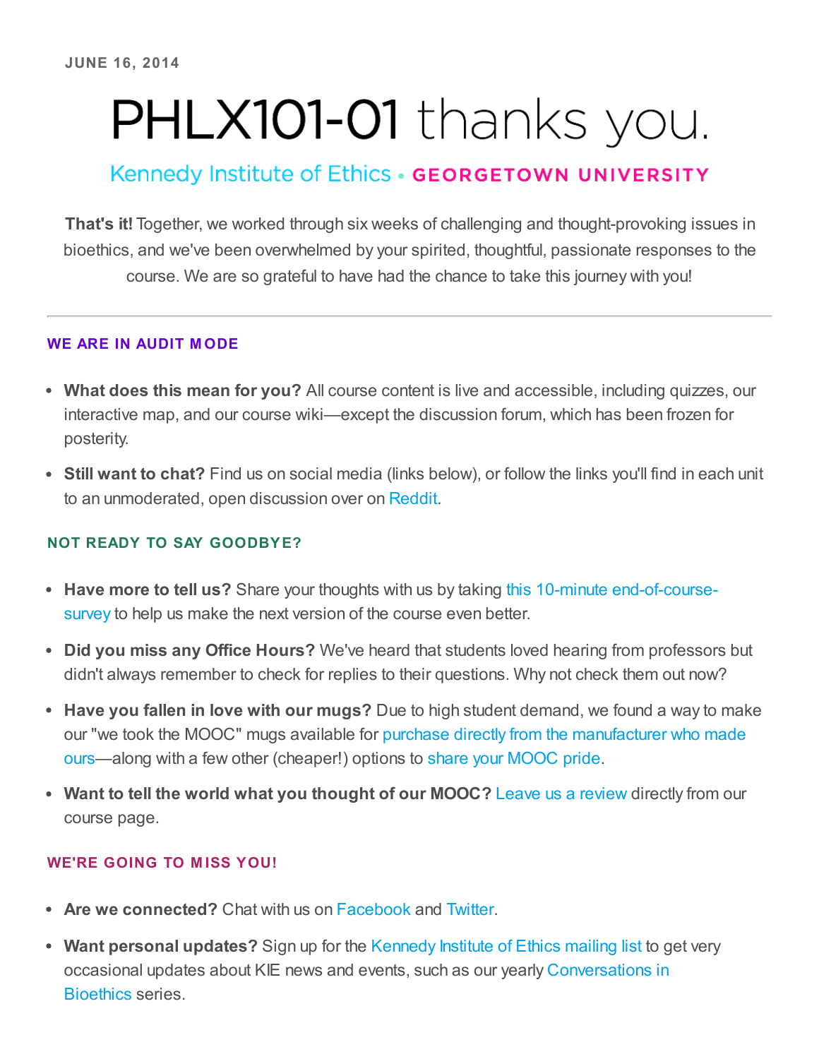JUNE 16, 2014

# PHLX101-01 thanks you.

Kennedy Institute of Ethics • GEORGETOWN UNIVERSITY

**That's it!** Together, we worked through six weeks of challenging and thought-provoking issues in bioethics, and we've been overwhelmed by your spirited, thoughtful, passionate responses to the course. We are so grateful to have had the chance to take this journey with you!

---

## WE ARE IN AUDIT MODE

- **What does this mean for you?** All course content is live and accessible, including quizzes, our interactive map, and our course wiki—except the discussion forum, which has been frozen for posterity.
- **Still want to chat?** Find us on social media (links below), or follow the links you'll find in each unit to an unmoderated, open discussion over on Reddit.

## NOT READY TO SAY GOODBYE?

- **Have more to tell us?** Share your thoughts with us by taking this 10-minute end-of-course-survey to help us make the next version of the course even better.
- **Did you miss any Office Hours?** We've heard that students loved hearing from professors but didn't always remember to check for replies to their questions. Why not check them out now?
- **Have you fallen in love with our mugs?** Due to high student demand, we found a way to make our "we took the MOOC" mugs available for purchase directly from the manufacturer who made ours—along with a few other (cheaper!) options to share your MOOC pride.
- **Want to tell the world what you thought of our MOOC?** Leave us a review directly from our course page.

## WE'RE GOING TO MISS YOU!

- **Are we connected?** Chat with us on Facebook and Twitter.
- **Want personal updates?** Sign up for the Kennedy Institute of Ethics mailing list to get very occasional updates about KIE news and events, such as our yearly Conversations in Bioethics series.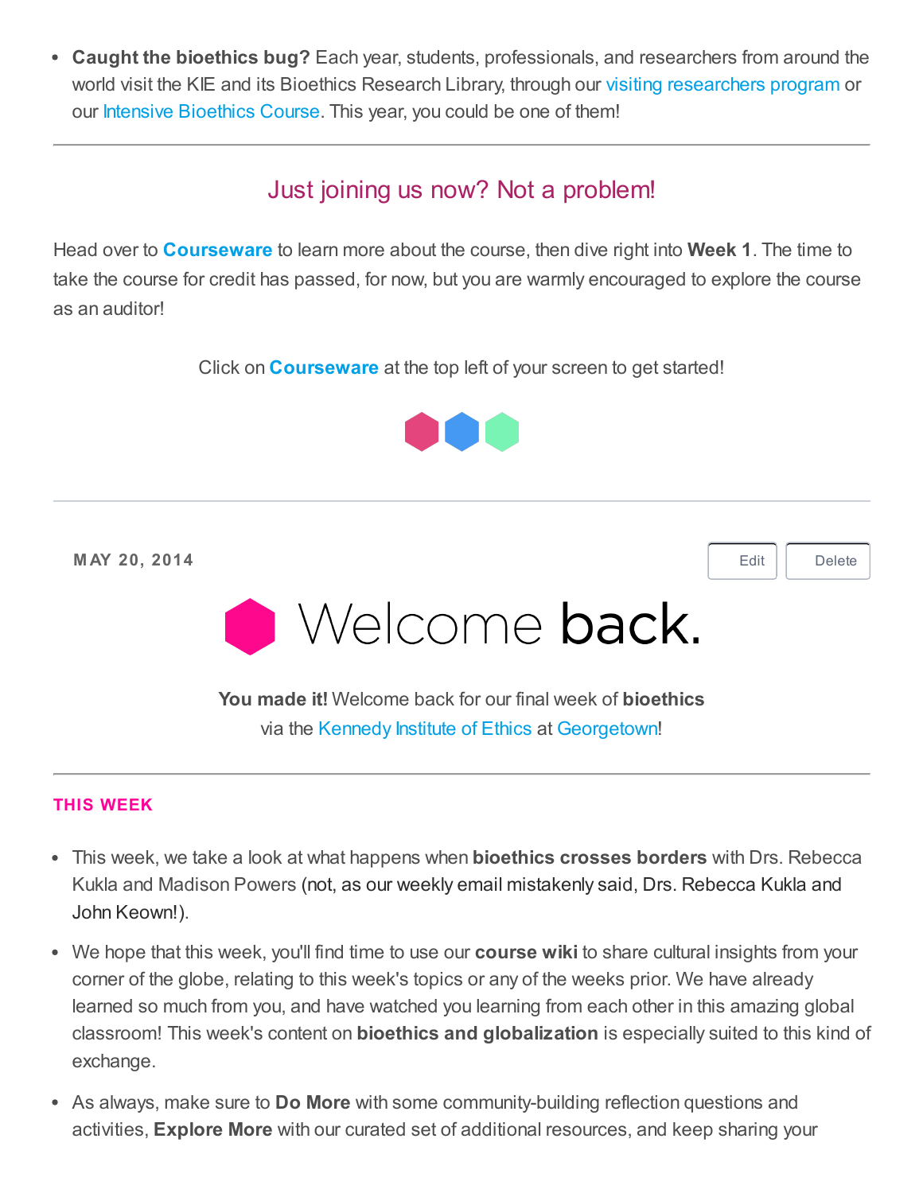- **Caught the bioethics bug?** Each year, students, professionals, and researchers from around the world visit the KIE and its Bioethics Research Library, through our visiting researchers program or our Intensive Bioethics Course. This year, you could be one of them!

---

## Just joining us now? Not a problem!

Head over to **Courseware** to learn more about the course, then dive right into **Week 1**. The time to take the course for credit has passed, for now, but you are warmly encouraged to explore the course as an auditor!

Click on **Courseware** at the top left of your screen to get started!

---

**MAY 20, 2014**

Edit Delete

# Welcome **back.**

**You made it!** Welcome back for our final week of **bioethics** via the Kennedy Institute of Ethics at Georgetown!

---

**THIS WEEK**

- This week, we take a look at what happens when **bioethics crosses borders** with Drs. Rebecca Kukla and Madison Powers (not, as our weekly email mistakenly said, Drs. Rebecca Kukla and John Keown!).
- We hope that this week, you'll find time to use our **course wiki** to share cultural insights from your corner of the globe, relating to this week's topics or any of the weeks prior. We have already learned so much from you, and have watched you learning from each other in this amazing global classroom! This week's content on **bioethics and globalization** is especially suited to this kind of exchange.
- As always, make sure to **Do More** with some community-building reflection questions and activities, **Explore More** with our curated set of additional resources, and keep sharing your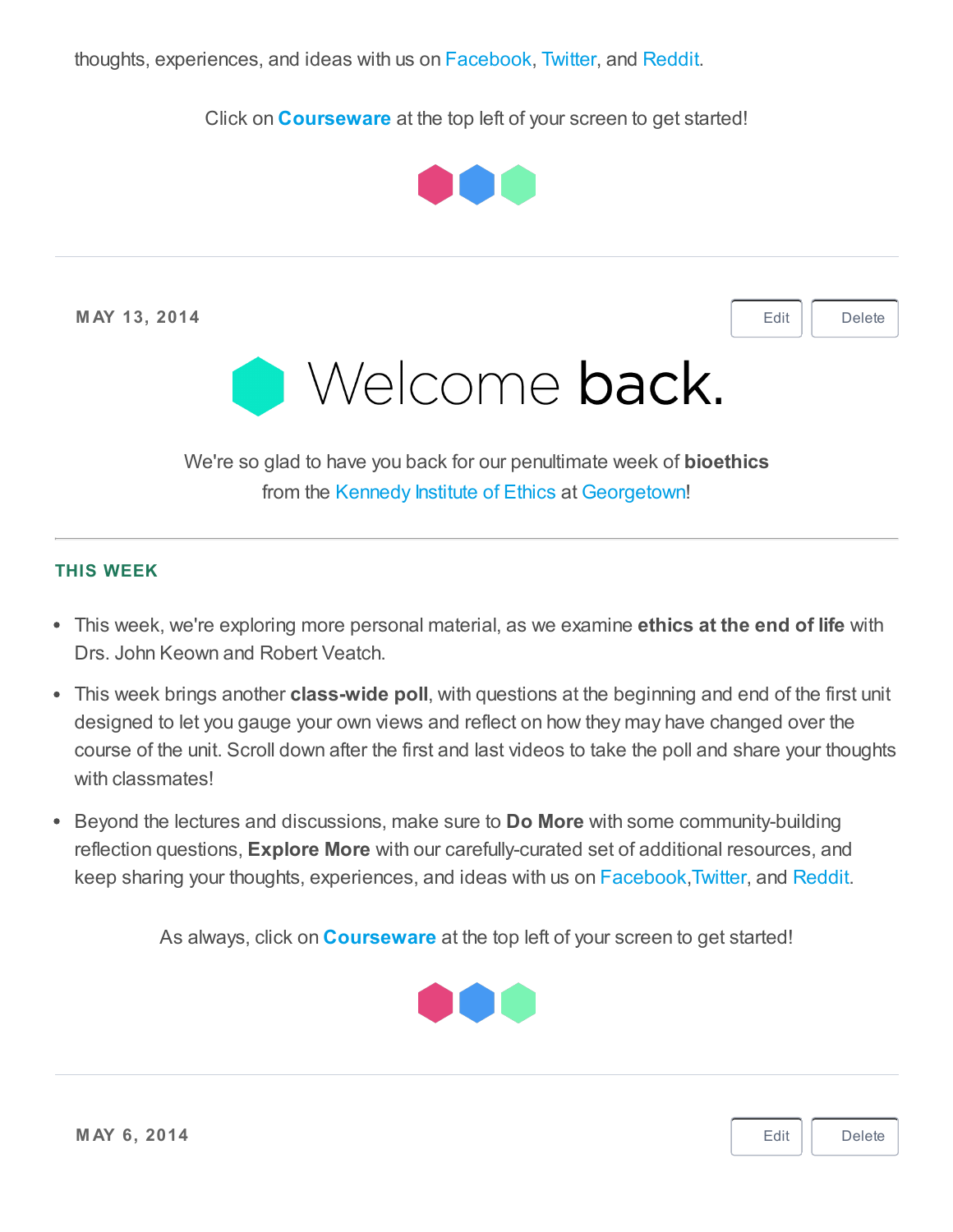thoughts, experiences, and ideas with us on Facebook, Twitter, and Reddit.

Click on **Courseware** at the top left of your screen to get started!

---

**MAY 13, 2014**

Edit Delete

# Welcome **back.**

We're so glad to have you back for our penultimate week of **bioethics** from the Kennedy Institute of Ethics at Georgetown!

---

**THIS WEEK**

- This week, we're exploring more personal material, as we examine **ethics at the end of life** with Drs. John Keown and Robert Veatch.
- This week brings another **class-wide poll**, with questions at the beginning and end of the first unit designed to let you gauge your own views and reflect on how they may have changed over the course of the unit. Scroll down after the first and last videos to take the poll and share your thoughts with classmates!
- Beyond the lectures and discussions, make sure to **Do More** with some community-building reflection questions, **Explore More** with our carefully-curated set of additional resources, and keep sharing your thoughts, experiences, and ideas with us on Facebook,Twitter, and Reddit.

As always, click on **Courseware** at the top left of your screen to get started!

---

**MAY 6, 2014**

Edit Delete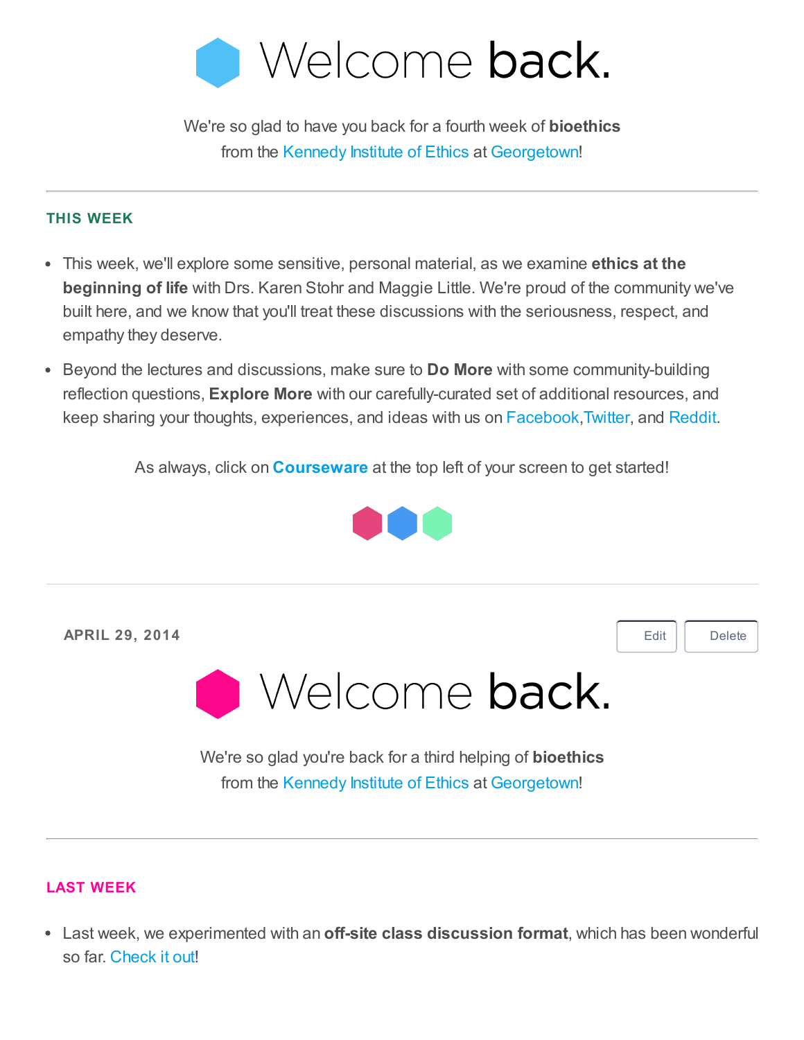# Welcome **back.**

We're so glad to have you back for a fourth week of **bioethics** from the Kennedy Institute of Ethics at Georgetown!

---

## THIS WEEK

- This week, we'll explore some sensitive, personal material, as we examine **ethics at the beginning of life** with Drs. Karen Stohr and Maggie Little. We're proud of the community we've built here, and we know that you'll treat these discussions with the seriousness, respect, and empathy they deserve.
- Beyond the lectures and discussions, make sure to **Do More** with some community-building reflection questions, **Explore More** with our carefully-curated set of additional resources, and keep sharing your thoughts, experiences, and ideas with us on Facebook,Twitter, and Reddit.

As always, click on **Courseware** at the top left of your screen to get started!

---

**APRIL 29, 2014**

Edit Delete

# Welcome **back.**

We're so glad you're back for a third helping of **bioethics** from the Kennedy Institute of Ethics at Georgetown!

---

## LAST WEEK

- Last week, we experimented with an **off-site class discussion format**, which has been wonderful so far. Check it out!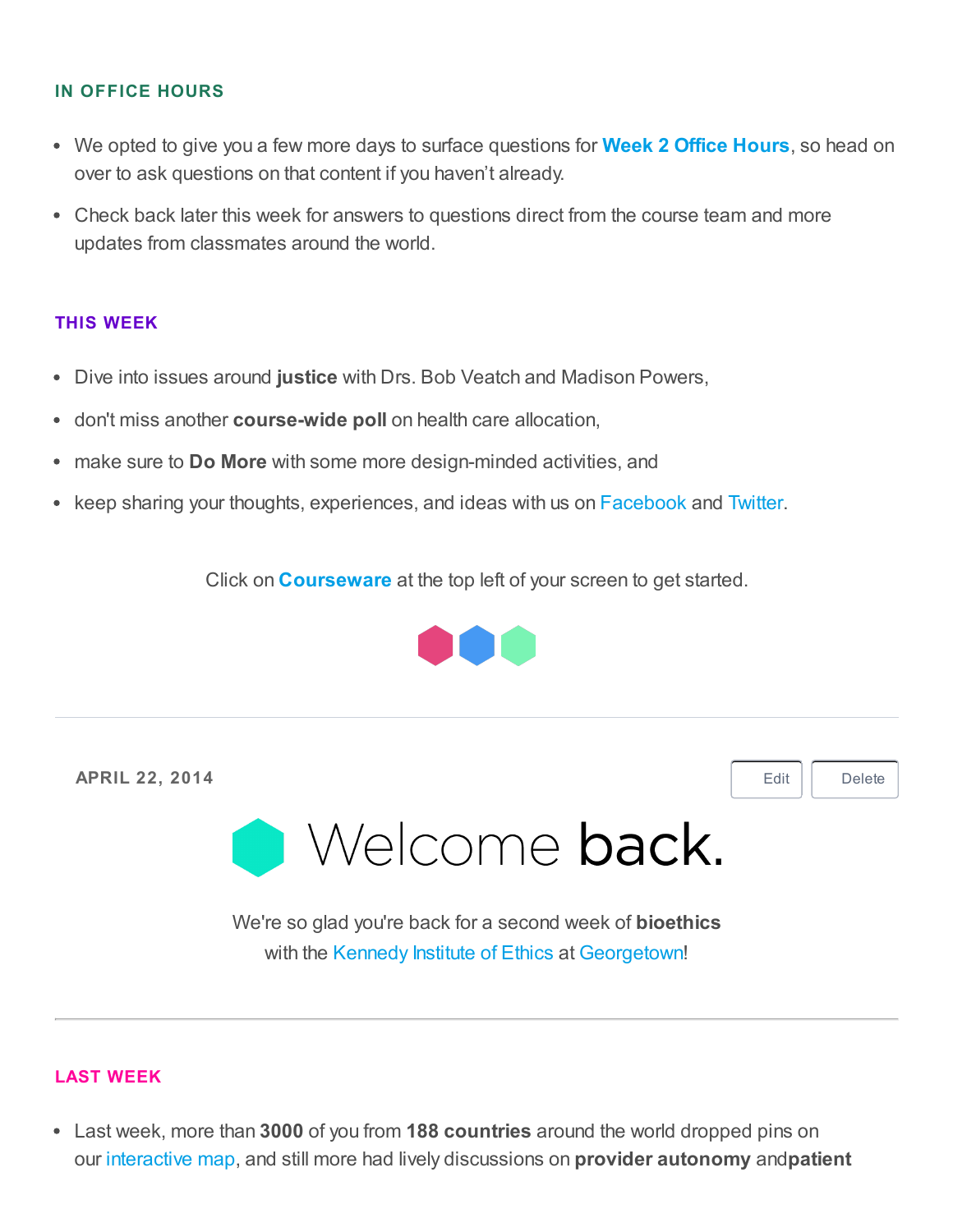## IN OFFICE HOURS

- We opted to give you a few more days to surface questions for **Week 2 Office Hours**, so head on over to ask questions on that content if you haven't already.
- Check back later this week for answers to questions direct from the course team and more updates from classmates around the world.

## THIS WEEK

- Dive into issues around **justice** with Drs. Bob Veatch and Madison Powers,
- don't miss another **course-wide poll** on health care allocation,
- make sure to **Do More** with some more design-minded activities, and
- keep sharing your thoughts, experiences, and ideas with us on Facebook and Twitter.

Click on **Courseware** at the top left of your screen to get started.

---

APRIL 22, 2014

Edit Delete

# Welcome **back.**

We're so glad you're back for a second week of **bioethics** with the Kennedy Institute of Ethics at Georgetown!

---

## LAST WEEK

- Last week, more than **3000** of you from **188 countries** around the world dropped pins on our interactive map, and still more had lively discussions on **provider autonomy** and**patient**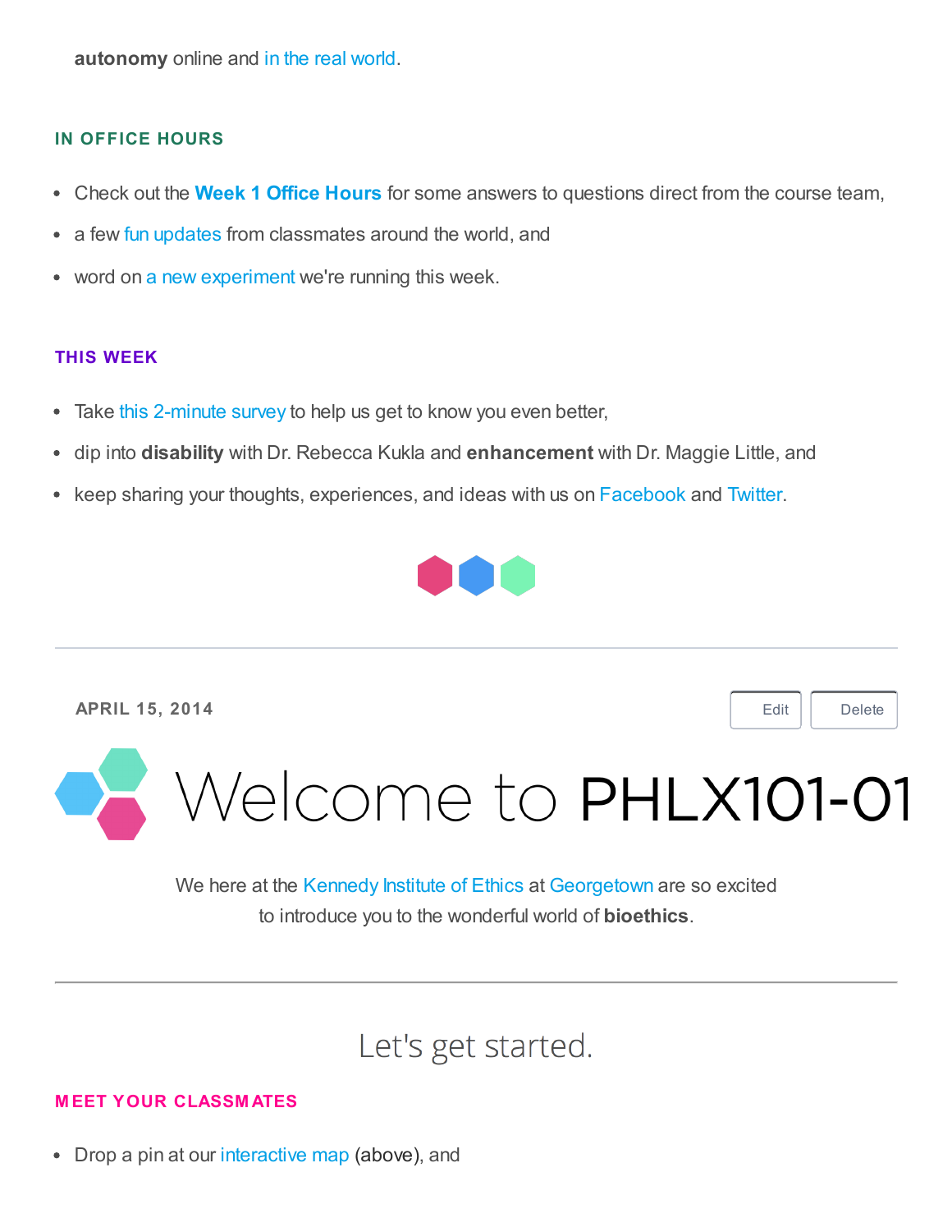**autonomy** online and in the real world.

### IN OFFICE HOURS

- Check out the **Week 1 Office Hours** for some answers to questions direct from the course team,
- a few fun updates from classmates around the world, and
- word on a new experiment we're running this week.

### THIS WEEK

- Take this 2-minute survey to help us get to know you even better,
- dip into **disability** with Dr. Rebecca Kukla and **enhancement** with Dr. Maggie Little, and
- keep sharing your thoughts, experiences, and ideas with us on Facebook and Twitter.

---

APRIL 15, 2014

Edit Delete

# Welcome to PHLX101-01

We here at the Kennedy Institute of Ethics at Georgetown are so excited to introduce you to the wonderful world of **bioethics**.

---

## Let's get started.

### MEET YOUR CLASSMATES

- Drop a pin at our interactive map (above), and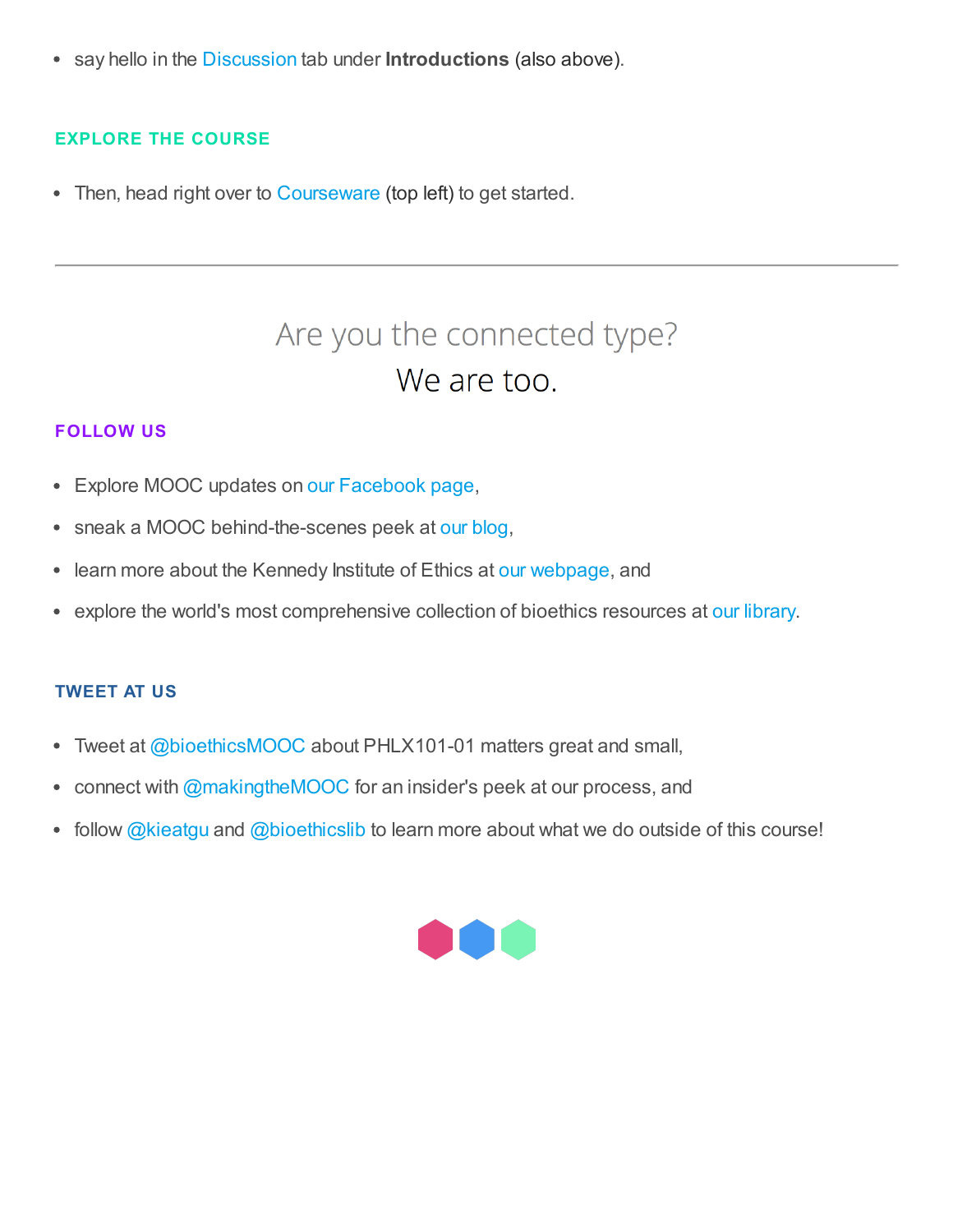- say hello in the Discussion tab under **Introductions** (also above).

### EXPLORE THE COURSE

- Then, head right over to Courseware (top left) to get started.

---

Are you the connected type?

We are too.

### FOLLOW US

- Explore MOOC updates on our Facebook page,
- sneak a MOOC behind-the-scenes peek at our blog,
- learn more about the Kennedy Institute of Ethics at our webpage, and
- explore the world's most comprehensive collection of bioethics resources at our library.

### TWEET AT US

- Tweet at @bioethicsMOOC about PHLX101-01 matters great and small,
- connect with @makingtheMOOC for an insider's peek at our process, and
- follow @kieatgu and @bioethicslib to learn more about what we do outside of this course!